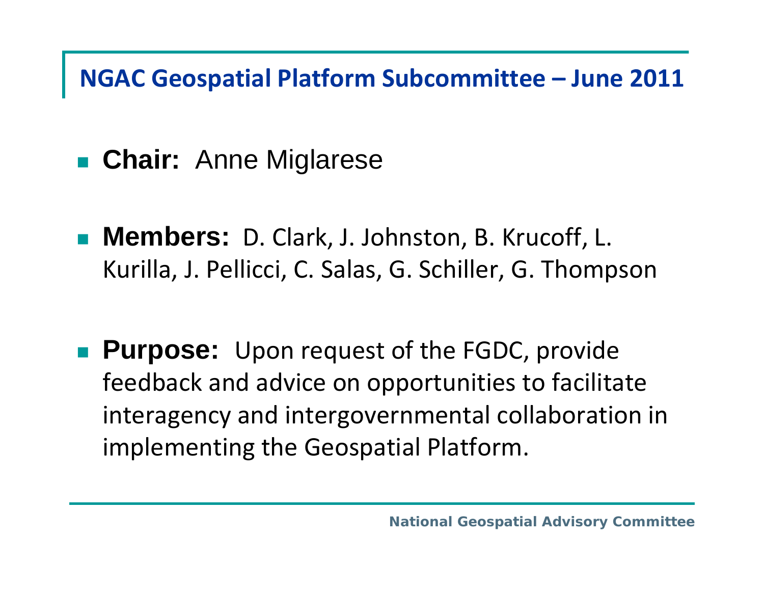# NGAC Geospatial Platform Subcommittee – June 2011

- **Chair:** Anne Miglarese
- **Members:** D. Clark, J. Johnston, B. Krucoff, L. Kurilla, J. Pellicci, C. Salas, G. Schiller, G. Thompson
- **Purpose:** Upon request of the FGDC, provide feedback and advice on opportunities to facilitate interagency and intergovernmental collaboration in implementing the Geospatial Platform.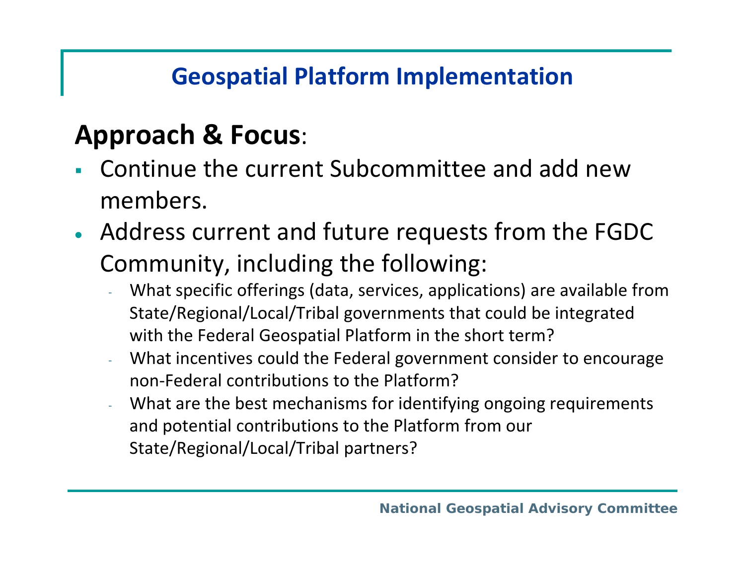# Geospatial Platform Implementation

## Approach & Focus:

- Continue the current Subcommittee and add new members.
- Address current and future requests from the FGDC Community, including the following:
  - What specific offerings (data, services, applications) are available from State/Regional/Local/Tribal governments that could be integrated with the Federal Geospatial Platform in the short term?
  - What incentives could the Federal government consider to encourage non-Federal contributions to the Platform?
  - What are the best mechanisms for identifying ongoing requirements and potential contributions to the Platform from our State/Regional/Local/Tribal partners?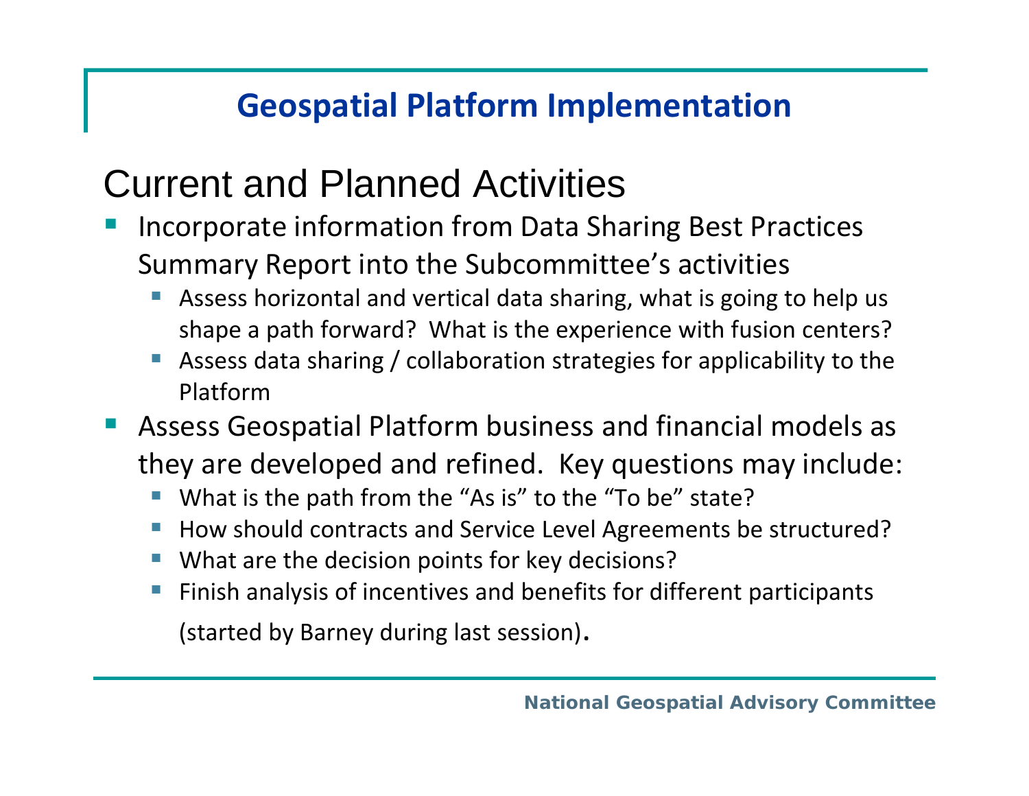# Geospatial Platform Implementation

## Current and Planned Activities

- Incorporate information from Data Sharing Best Practices Summary Report into the Subcommittee's activities
  - Assess horizontal and vertical data sharing, what is going to help us shape a path forward? What is the experience with fusion centers?
  - Assess data sharing / collaboration strategies for applicability to the Platform
- Assess Geospatial Platform business and financial models as they are developed and refined. Key questions may include:
  - What is the path from the "As is" to the "To be" state?
  - How should contracts and Service Level Agreements be structured?
  - What are the decision points for key decisions?
  - Finish analysis of incentives and benefits for different participants (started by Barney during last session).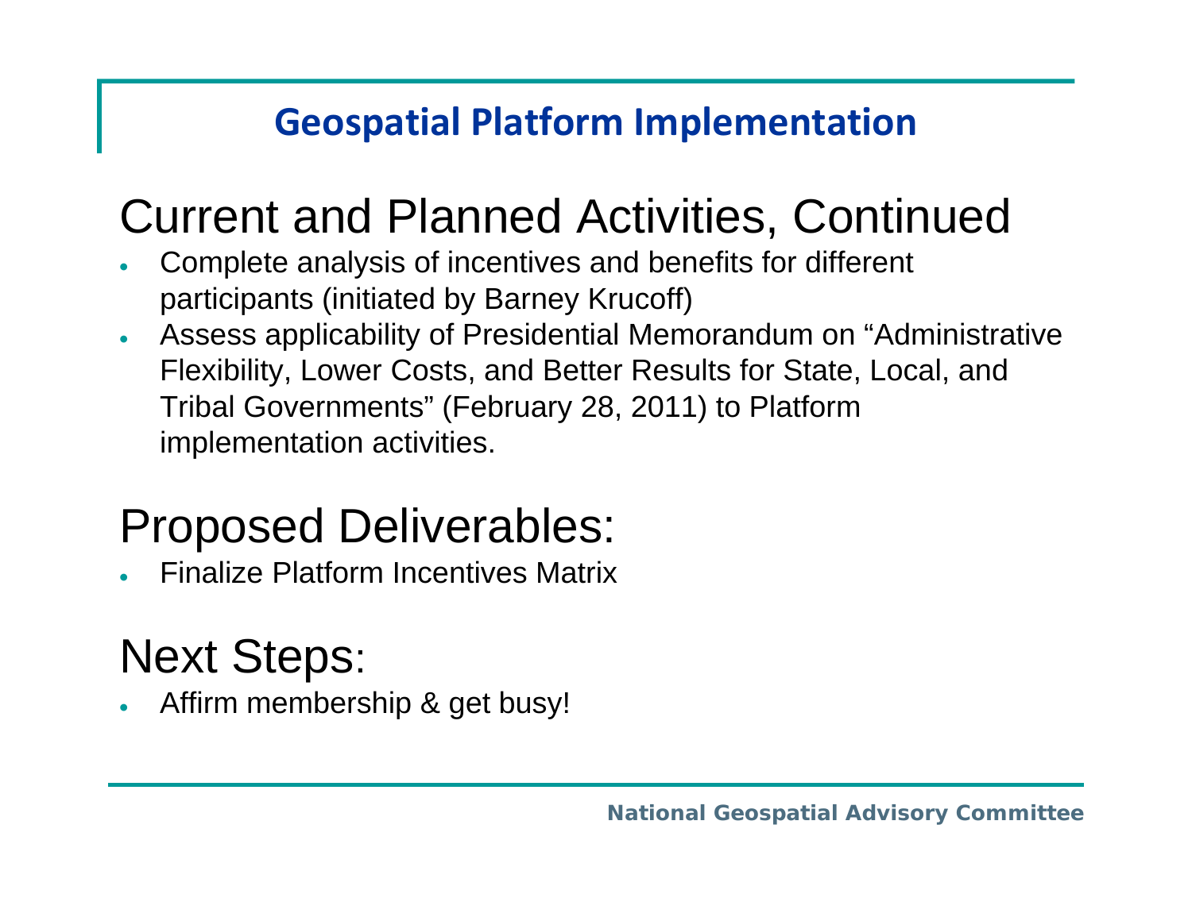## Geospatial Platform Implementation

# Current and Planned Activities, Continued

- Complete analysis of incentives and benefits for different participants (initiated by Barney Krucoff)
- Assess applicability of Presidential Memorandum on “Administrative Flexibility, Lower Costs, and Better Results for State, Local, and Tribal Governments” (February 28, 2011) to Platform implementation activities.

# Proposed Deliverables:

- Finalize Platform Incentives Matrix

# Next Steps:

- Affirm membership & get busy!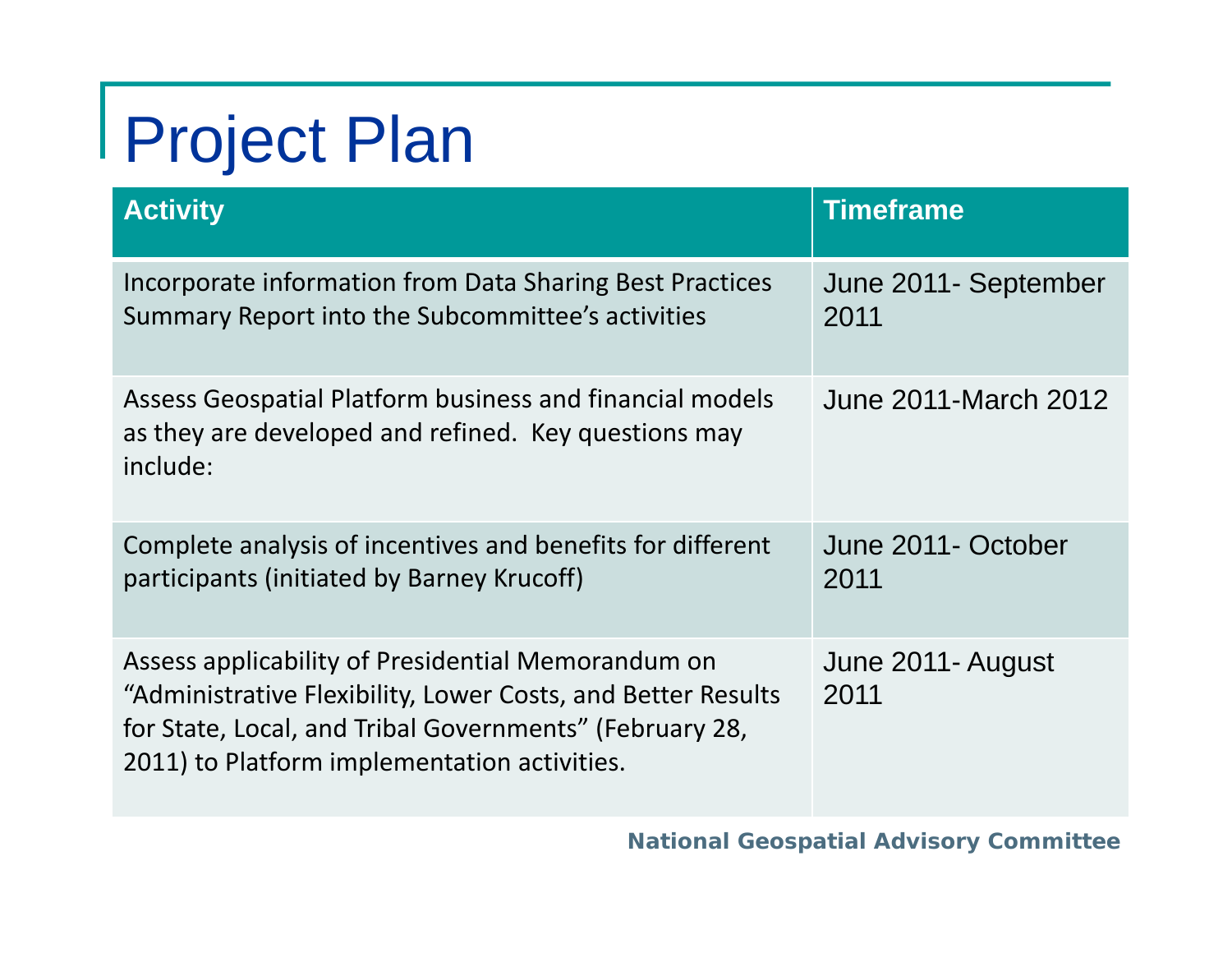# Project Plan

| Activity | Timeframe |
| --- | --- |
| Incorporate information from Data Sharing Best Practices Summary Report into the Subcommittee's activities | June 2011- September 2011 |
| Assess Geospatial Platform business and financial models as they are developed and refined. Key questions may include: | June 2011-March 2012 |
| Complete analysis of incentives and benefits for different participants (initiated by Barney Krucoff) | June 2011- October 2011 |
| Assess applicability of Presidential Memorandum on "Administrative Flexibility, Lower Costs, and Better Results for State, Local, and Tribal Governments" (February 28, 2011) to Platform implementation activities. | June 2011- August 2011 |